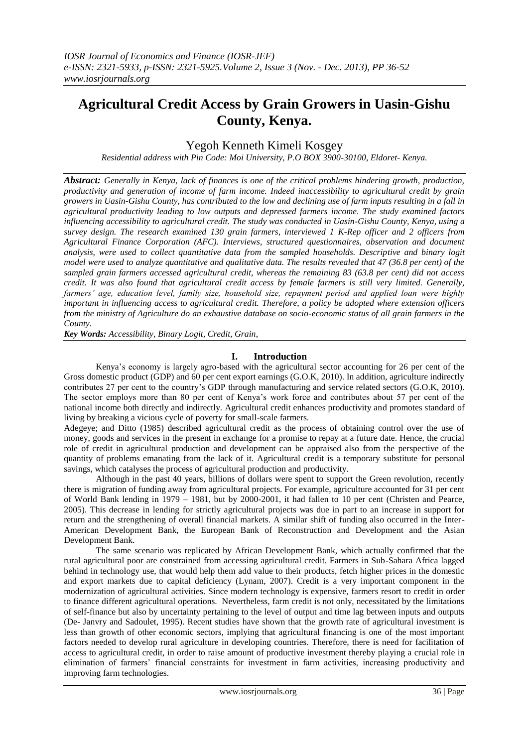# Agricultural Credit Access by Grain Growers in Uasin-Gishu County, Kenya.

Yegoh Kenneth Kimeli Kosgey

*Residential address with Pin Code: Moi University, P.O BOX 3900-30100, Eldoret- Kenya.*

***Abstract:*** *Generally in Kenya, lack of finances is one of the critical problems hindering growth, production, productivity and generation of income of farm income. Indeed inaccessibility to agricultural credit by grain growers in Uasin-Gishu County, has contributed to the low and declining use of farm inputs resulting in a fall in agricultural productivity leading to low outputs and depressed farmers income. The study examined factors influencing accessibility to agricultural credit. The study was conducted in Uasin-Gishu County, Kenya, using a survey design. The research examined 130 grain farmers, interviewed 1 K-Rep officer and 2 officers from Agricultural Finance Corporation (AFC). Interviews, structured questionnaires, observation and document analysis, were used to collect quantitative data from the sampled households. Descriptive and binary logit model were used to analyze quantitative and qualitative data. The results revealed that 47 (36.8 per cent) of the sampled grain farmers accessed agricultural credit, whereas the remaining 83 (63.8 per cent) did not access credit. It was also found that agricultural credit access by female farmers is still very limited. Generally, farmers' age, education level, family size, household size, repayment period and applied loan were highly important in influencing access to agricultural credit. Therefore, a policy be adopted where extension officers from the ministry of Agriculture do an exhaustive database on socio-economic status of all grain farmers in the County.*

***Key Words:*** *Accessibility, Binary Logit, Credit, Grain,*

## I. Introduction

Kenya's economy is largely agro-based with the agricultural sector accounting for 26 per cent of the Gross domestic product (GDP) and 60 per cent export earnings (G.O.K, 2010). In addition, agriculture indirectly contributes 27 per cent to the country's GDP through manufacturing and service related sectors (G.O.K, 2010). The sector employs more than 80 per cent of Kenya's work force and contributes about 57 per cent of the national income both directly and indirectly. Agricultural credit enhances productivity and promotes standard of living by breaking a vicious cycle of poverty for small-scale farmers.

Adegeye; and Ditto (1985) described agricultural credit as the process of obtaining control over the use of money, goods and services in the present in exchange for a promise to repay at a future date. Hence, the crucial role of credit in agricultural production and development can be appraised also from the perspective of the quantity of problems emanating from the lack of it. Agricultural credit is a temporary substitute for personal savings, which catalyses the process of agricultural production and productivity.

Although in the past 40 years, billions of dollars were spent to support the Green revolution, recently there is migration of funding away from agricultural projects. For example, agriculture accounted for 31 per cent of World Bank lending in 1979 – 1981, but by 2000-2001, it had fallen to 10 per cent (Christen and Pearce, 2005). This decrease in lending for strictly agricultural projects was due in part to an increase in support for return and the strengthening of overall financial markets. A similar shift of funding also occurred in the Inter-American Development Bank, the European Bank of Reconstruction and Development and the Asian Development Bank.

The same scenario was replicated by African Development Bank, which actually confirmed that the rural agricultural poor are constrained from accessing agricultural credit. Farmers in Sub-Sahara Africa lagged behind in technology use, that would help them add value to their products, fetch higher prices in the domestic and export markets due to capital deficiency (Lynam, 2007). Credit is a very important component in the modernization of agricultural activities. Since modern technology is expensive, farmers resort to credit in order to finance different agricultural operations. Nevertheless, farm credit is not only, necessitated by the limitations of self-finance but also by uncertainty pertaining to the level of output and time lag between inputs and outputs (De- Janvry and Sadoulet, 1995). Recent studies have shown that the growth rate of agricultural investment is less than growth of other economic sectors, implying that agricultural financing is one of the most important factors needed to develop rural agriculture in developing countries. Therefore, there is need for facilitation of access to agricultural credit, in order to raise amount of productive investment thereby playing a crucial role in elimination of farmers' financial constraints for investment in farm activities, increasing productivity and improving farm technologies.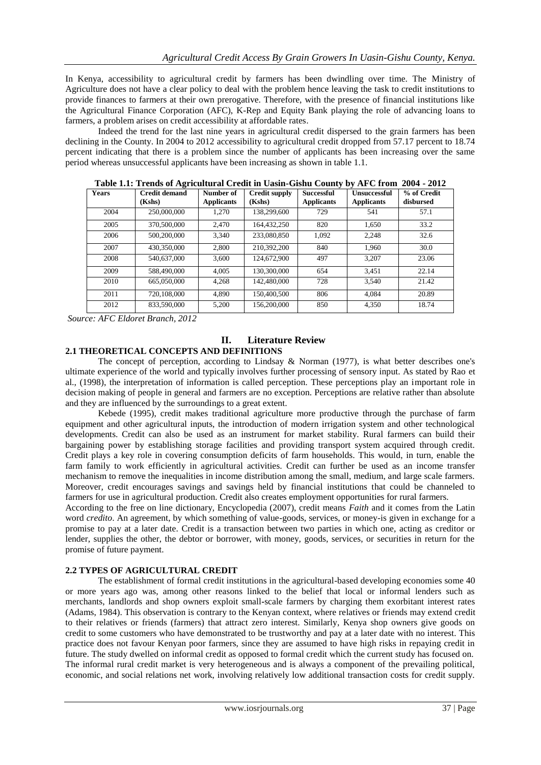In Kenya, accessibility to agricultural credit by farmers has been dwindling over time. The Ministry of Agriculture does not have a clear policy to deal with the problem hence leaving the task to credit institutions to provide finances to farmers at their own prerogative. Therefore, with the presence of financial institutions like the Agricultural Finance Corporation (AFC), K-Rep and Equity Bank playing the role of advancing loans to farmers, a problem arises on credit accessibility at affordable rates.

Indeed the trend for the last nine years in agricultural credit dispersed to the grain farmers has been declining in the County. In 2004 to 2012 accessibility to agricultural credit dropped from 57.17 percent to 18.74 percent indicating that there is a problem since the number of applicants has been increasing over the same period whereas unsuccessful applicants have been increasing as shown in table 1.1.

**Table 1.1: Trends of Agricultural Credit in Uasin-Gishu County by AFC from 2004 - 2012**

| Years | Credit demand (Kshs) | Number of Applicants | Credit supply (Kshs) | Successful Applicants | Unsuccessful Applicants | % of Credit disbursed |
|---|---|---|---|---|---|---|
| 2004 | 250,000,000 | 1,270 | 138,299,600 | 729 | 541 | 57.1 |
| 2005 | 370,500,000 | 2,470 | 164,432,250 | 820 | 1,650 | 33.2 |
| 2006 | 500,200,000 | 3,340 | 233,080,850 | 1,092 | 2,248 | 32.6 |
| 2007 | 430,350,000 | 2,800 | 210,392,200 | 840 | 1,960 | 30.0 |
| 2008 | 540,637,000 | 3,600 | 124,672,900 | 497 | 3,207 | 23.06 |
| 2009 | 588,490,000 | 4,005 | 130,300,000 | 654 | 3,451 | 22.14 |
| 2010 | 665,050,000 | 4,268 | 142,480,000 | 728 | 3,540 | 21.42 |
| 2011 | 720,108,000 | 4,890 | 150,400,500 | 806 | 4,084 | 20.89 |
| 2012 | 833,590,000 | 5,200 | 156,200,000 | 850 | 4,350 | 18.74 |

*Source: AFC Eldoret Branch, 2012*

# II. Literature Review

## 2.1 THEORETICAL CONCEPTS AND DEFINITIONS

The concept of perception, according to Lindsay & Norman (1977), is what better describes one's ultimate experience of the world and typically involves further processing of sensory input. As stated by Rao et al., (1998), the interpretation of information is called perception. These perceptions play an important role in decision making of people in general and farmers are no exception. Perceptions are relative rather than absolute and they are influenced by the surroundings to a great extent.

Kebede (1995), credit makes traditional agriculture more productive through the purchase of farm equipment and other agricultural inputs, the introduction of modern irrigation system and other technological developments. Credit can also be used as an instrument for market stability. Rural farmers can build their bargaining power by establishing storage facilities and providing transport system acquired through credit. Credit plays a key role in covering consumption deficits of farm households. This would, in turn, enable the farm family to work efficiently in agricultural activities. Credit can further be used as an income transfer mechanism to remove the inequalities in income distribution among the small, medium, and large scale farmers. Moreover, credit encourages savings and savings held by financial institutions that could be channeled to farmers for use in agricultural production. Credit also creates employment opportunities for rural farmers.

According to the free on line dictionary, Encyclopedia (2007), credit means *Faith* and it comes from the Latin word *credito*. An agreement, by which something of value-goods, services, or money-is given in exchange for a promise to pay at a later date. Credit is a transaction between two parties in which one, acting as creditor or lender, supplies the other, the debtor or borrower, with money, goods, services, or securities in return for the promise of future payment.

## 2.2 TYPES OF AGRICULTURAL CREDIT

The establishment of formal credit institutions in the agricultural-based developing economies some 40 or more years ago was, among other reasons linked to the belief that local or informal lenders such as merchants, landlords and shop owners exploit small-scale farmers by charging them exorbitant interest rates (Adams, 1984). This observation is contrary to the Kenyan context, where relatives or friends may extend credit to their relatives or friends (farmers) that attract zero interest. Similarly, Kenya shop owners give goods on credit to some customers who have demonstrated to be trustworthy and pay at a later date with no interest. This practice does not favour Kenyan poor farmers, since they are assumed to have high risks in repaying credit in future. The study dwelled on informal credit as opposed to formal credit which the current study has focused on. The informal rural credit market is very heterogeneous and is always a component of the prevailing political, economic, and social relations net work, involving relatively low additional transaction costs for credit supply.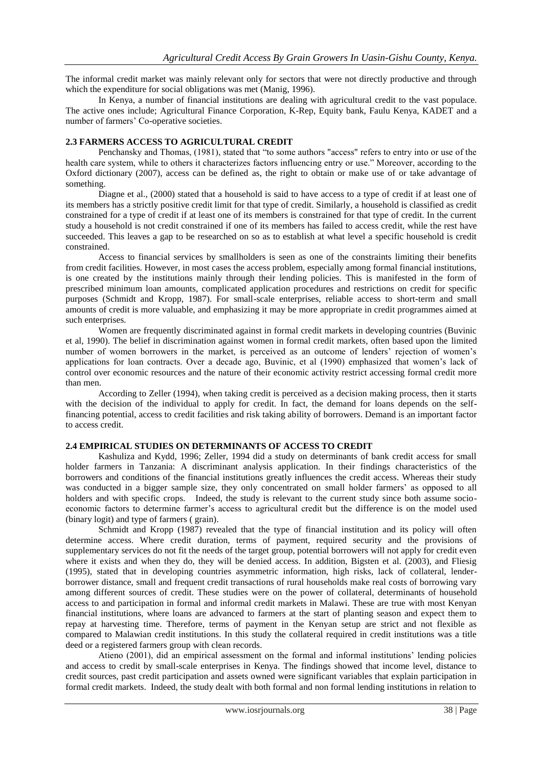The informal credit market was mainly relevant only for sectors that were not directly productive and through which the expenditure for social obligations was met (Manig, 1996).

In Kenya, a number of financial institutions are dealing with agricultural credit to the vast populace. The active ones include; Agricultural Finance Corporation, K-Rep, Equity bank, Faulu Kenya, KADET and a number of farmers' Co-operative societies.

### 2.3 FARMERS ACCESS TO AGRICULTURAL CREDIT

Penchansky and Thomas, (1981), stated that "to some authors "access" refers to entry into or use of the health care system, while to others it characterizes factors influencing entry or use." Moreover, according to the Oxford dictionary (2007), access can be defined as, the right to obtain or make use of or take advantage of something.

Diagne et al., (2000) stated that a household is said to have access to a type of credit if at least one of its members has a strictly positive credit limit for that type of credit. Similarly, a household is classified as credit constrained for a type of credit if at least one of its members is constrained for that type of credit. In the current study a household is not credit constrained if one of its members has failed to access credit, while the rest have succeeded. This leaves a gap to be researched on so as to establish at what level a specific household is credit constrained.

Access to financial services by smallholders is seen as one of the constraints limiting their benefits from credit facilities. However, in most cases the access problem, especially among formal financial institutions, is one created by the institutions mainly through their lending policies. This is manifested in the form of prescribed minimum loan amounts, complicated application procedures and restrictions on credit for specific purposes (Schmidt and Kropp, 1987). For small-scale enterprises, reliable access to short-term and small amounts of credit is more valuable, and emphasizing it may be more appropriate in credit programmes aimed at such enterprises.

Women are frequently discriminated against in formal credit markets in developing countries (Buvinic et al, 1990). The belief in discrimination against women in formal credit markets, often based upon the limited number of women borrowers in the market, is perceived as an outcome of lenders' rejection of women's applications for loan contracts. Over a decade ago, Buvinic, et al (1990) emphasized that women's lack of control over economic resources and the nature of their economic activity restrict accessing formal credit more than men.

According to Zeller (1994), when taking credit is perceived as a decision making process, then it starts with the decision of the individual to apply for credit. In fact, the demand for loans depends on the self-financing potential, access to credit facilities and risk taking ability of borrowers. Demand is an important factor to access credit.

### 2.4 EMPIRICAL STUDIES ON DETERMINANTS OF ACCESS TO CREDIT

Kashuliza and Kydd, 1996; Zeller, 1994 did a study on determinants of bank credit access for small holder farmers in Tanzania: A discriminant analysis application. In their findings characteristics of the borrowers and conditions of the financial institutions greatly influences the credit access. Whereas their study was conducted in a bigger sample size, they only concentrated on small holder farmers' as opposed to all holders and with specific crops. Indeed, the study is relevant to the current study since both assume socio-economic factors to determine farmer's access to agricultural credit but the difference is on the model used (binary logit) and type of farmers ( grain).

Schmidt and Kropp (1987) revealed that the type of financial institution and its policy will often determine access. Where credit duration, terms of payment, required security and the provisions of supplementary services do not fit the needs of the target group, potential borrowers will not apply for credit even where it exists and when they do, they will be denied access. In addition, Bigsten et al. (2003), and Fliesig (1995), stated that in developing countries asymmetric information, high risks, lack of collateral, lender-borrower distance, small and frequent credit transactions of rural households make real costs of borrowing vary among different sources of credit. These studies were on the power of collateral, determinants of household access to and participation in formal and informal credit markets in Malawi. These are true with most Kenyan financial institutions, where loans are advanced to farmers at the start of planting season and expect them to repay at harvesting time. Therefore, terms of payment in the Kenyan setup are strict and not flexible as compared to Malawian credit institutions. In this study the collateral required in credit institutions was a title deed or a registered farmers group with clean records.

Atieno (2001), did an empirical assessment on the formal and informal institutions' lending policies and access to credit by small-scale enterprises in Kenya. The findings showed that income level, distance to credit sources, past credit participation and assets owned were significant variables that explain participation in formal credit markets. Indeed, the study dealt with both formal and non formal lending institutions in relation to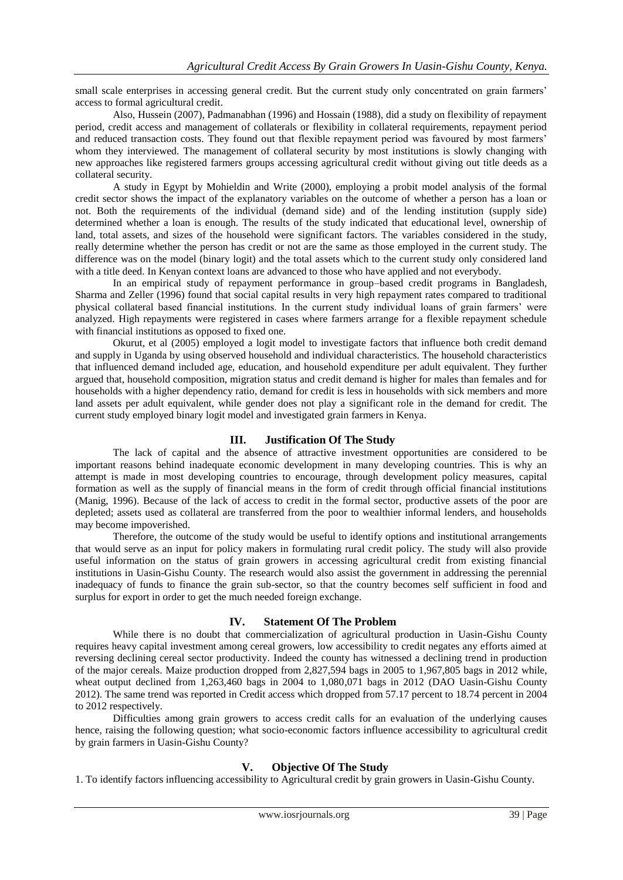small scale enterprises in accessing general credit. But the current study only concentrated on grain farmers' access to formal agricultural credit.

Also, Hussein (2007), Padmanabhan (1996) and Hossain (1988), did a study on flexibility of repayment period, credit access and management of collaterals or flexibility in collateral requirements, repayment period and reduced transaction costs. They found out that flexible repayment period was favoured by most farmers' whom they interviewed. The management of collateral security by most institutions is slowly changing with new approaches like registered farmers groups accessing agricultural credit without giving out title deeds as a collateral security.

A study in Egypt by Mohieldin and Write (2000), employing a probit model analysis of the formal credit sector shows the impact of the explanatory variables on the outcome of whether a person has a loan or not. Both the requirements of the individual (demand side) and of the lending institution (supply side) determined whether a loan is enough. The results of the study indicated that educational level, ownership of land, total assets, and sizes of the household were significant factors. The variables considered in the study, really determine whether the person has credit or not are the same as those employed in the current study. The difference was on the model (binary logit) and the total assets which to the current study only considered land with a title deed. In Kenyan context loans are advanced to those who have applied and not everybody.

In an empirical study of repayment performance in group–based credit programs in Bangladesh, Sharma and Zeller (1996) found that social capital results in very high repayment rates compared to traditional physical collateral based financial institutions. In the current study individual loans of grain farmers' were analyzed. High repayments were registered in cases where farmers arrange for a flexible repayment schedule with financial institutions as opposed to fixed one.

Okurut, et al (2005) employed a logit model to investigate factors that influence both credit demand and supply in Uganda by using observed household and individual characteristics. The household characteristics that influenced demand included age, education, and household expenditure per adult equivalent. They further argued that, household composition, migration status and credit demand is higher for males than females and for households with a higher dependency ratio, demand for credit is less in households with sick members and more land assets per adult equivalent, while gender does not play a significant role in the demand for credit. The current study employed binary logit model and investigated grain farmers in Kenya.

## III. Justification Of The Study

The lack of capital and the absence of attractive investment opportunities are considered to be important reasons behind inadequate economic development in many developing countries. This is why an attempt is made in most developing countries to encourage, through development policy measures, capital formation as well as the supply of financial means in the form of credit through official financial institutions (Manig, 1996). Because of the lack of access to credit in the formal sector, productive assets of the poor are depleted; assets used as collateral are transferred from the poor to wealthier informal lenders, and households may become impoverished.

Therefore, the outcome of the study would be useful to identify options and institutional arrangements that would serve as an input for policy makers in formulating rural credit policy. The study will also provide useful information on the status of grain growers in accessing agricultural credit from existing financial institutions in Uasin-Gishu County. The research would also assist the government in addressing the perennial inadequacy of funds to finance the grain sub-sector, so that the country becomes self sufficient in food and surplus for export in order to get the much needed foreign exchange.

## IV. Statement Of The Problem

While there is no doubt that commercialization of agricultural production in Uasin-Gishu County requires heavy capital investment among cereal growers, low accessibility to credit negates any efforts aimed at reversing declining cereal sector productivity. Indeed the county has witnessed a declining trend in production of the major cereals. Maize production dropped from 2,827,594 bags in 2005 to 1,967,805 bags in 2012 while, wheat output declined from 1,263,460 bags in 2004 to 1,080,071 bags in 2012 (DAO Uasin-Gishu County 2012). The same trend was reported in Credit access which dropped from 57.17 percent to 18.74 percent in 2004 to 2012 respectively.

Difficulties among grain growers to access credit calls for an evaluation of the underlying causes hence, raising the following question; what socio-economic factors influence accessibility to agricultural credit by grain farmers in Uasin-Gishu County?

## V. Objective Of The Study

1. To identify factors influencing accessibility to Agricultural credit by grain growers in Uasin-Gishu County.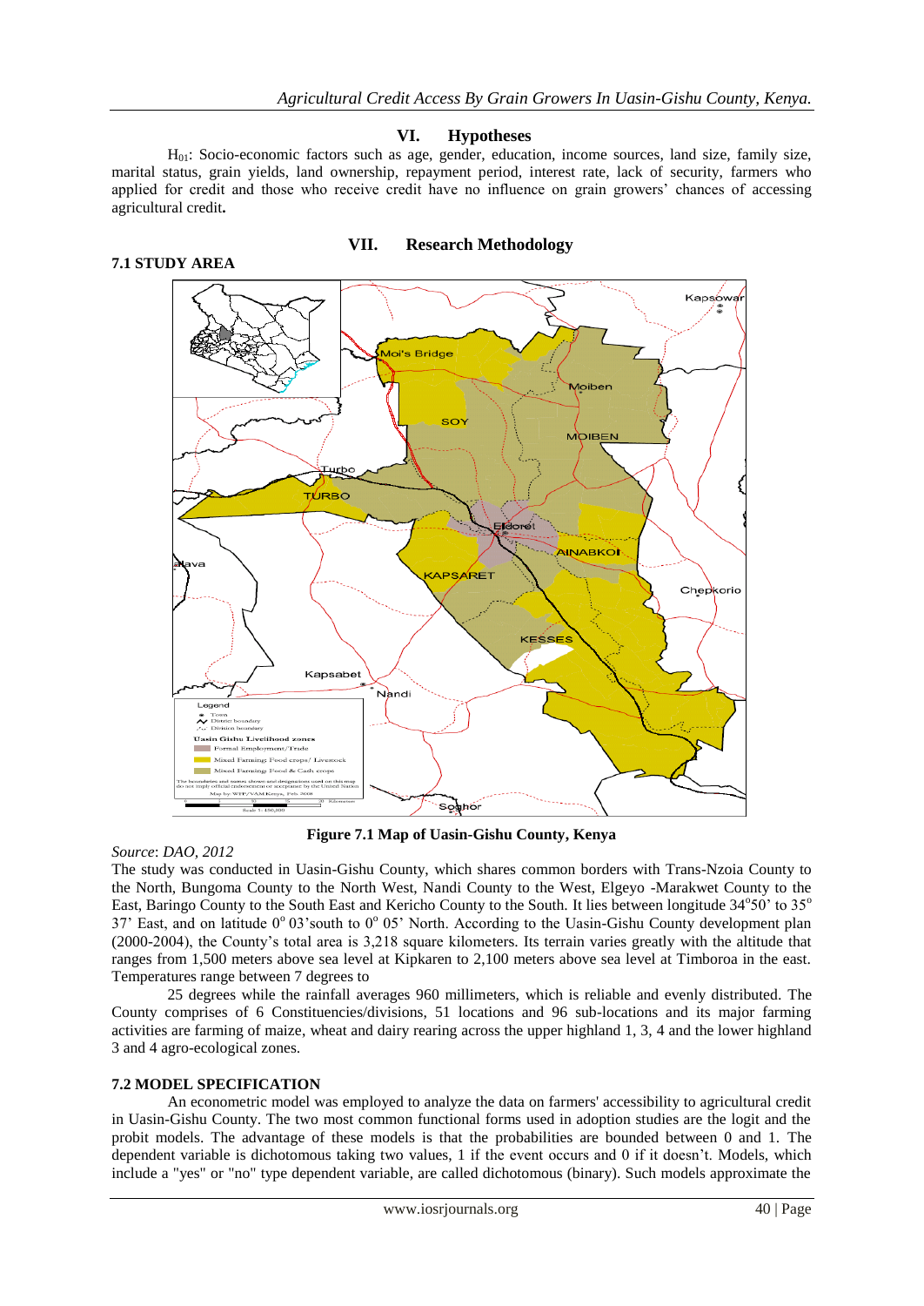## VI. Hypotheses

$H_{01}$: Socio-economic factors such as age, gender, education, income sources, land size, family size, marital status, grain yields, land ownership, repayment period, interest rate, lack of security, farmers who applied for credit and those who receive credit have no influence on grain growers' chances of accessing agricultural credit**.**

## VII. Research Methodology

### 7.1 STUDY AREA

**Figure 7.1 Map of Uasin-Gishu County, Kenya**

*Source*: *DAO, 2012*

The study was conducted in Uasin-Gishu County, which shares common borders with Trans-Nzoia County to the North, Bungoma County to the North West, Nandi County to the West, Elgeyo -Marakwet County to the East, Baringo County to the South East and Kericho County to the South. It lies between longitude 34$^{o}$50' to 35$^{o}$ 37' East, and on latitude 0$^{o}$ 03'south to 0$^{o}$ 05' North. According to the Uasin-Gishu County development plan (2000-2004), the County's total area is 3,218 square kilometers. Its terrain varies greatly with the altitude that ranges from 1,500 meters above sea level at Kipkaren to 2,100 meters above sea level at Timboroa in the east. Temperatures range between 7 degrees to

25 degrees while the rainfall averages 960 millimeters, which is reliable and evenly distributed. The County comprises of 6 Constituencies/divisions, 51 locations and 96 sub-locations and its major farming activities are farming of maize, wheat and dairy rearing across the upper highland 1, 3, 4 and the lower highland 3 and 4 agro-ecological zones.

### 7.2 MODEL SPECIFICATION

An econometric model was employed to analyze the data on farmers' accessibility to agricultural credit in Uasin-Gishu County. The two most common functional forms used in adoption studies are the logit and the probit models. The advantage of these models is that the probabilities are bounded between 0 and 1. The dependent variable is dichotomous taking two values, 1 if the event occurs and 0 if it doesn't. Models, which include a "yes" or "no" type dependent variable, are called dichotomous (binary). Such models approximate the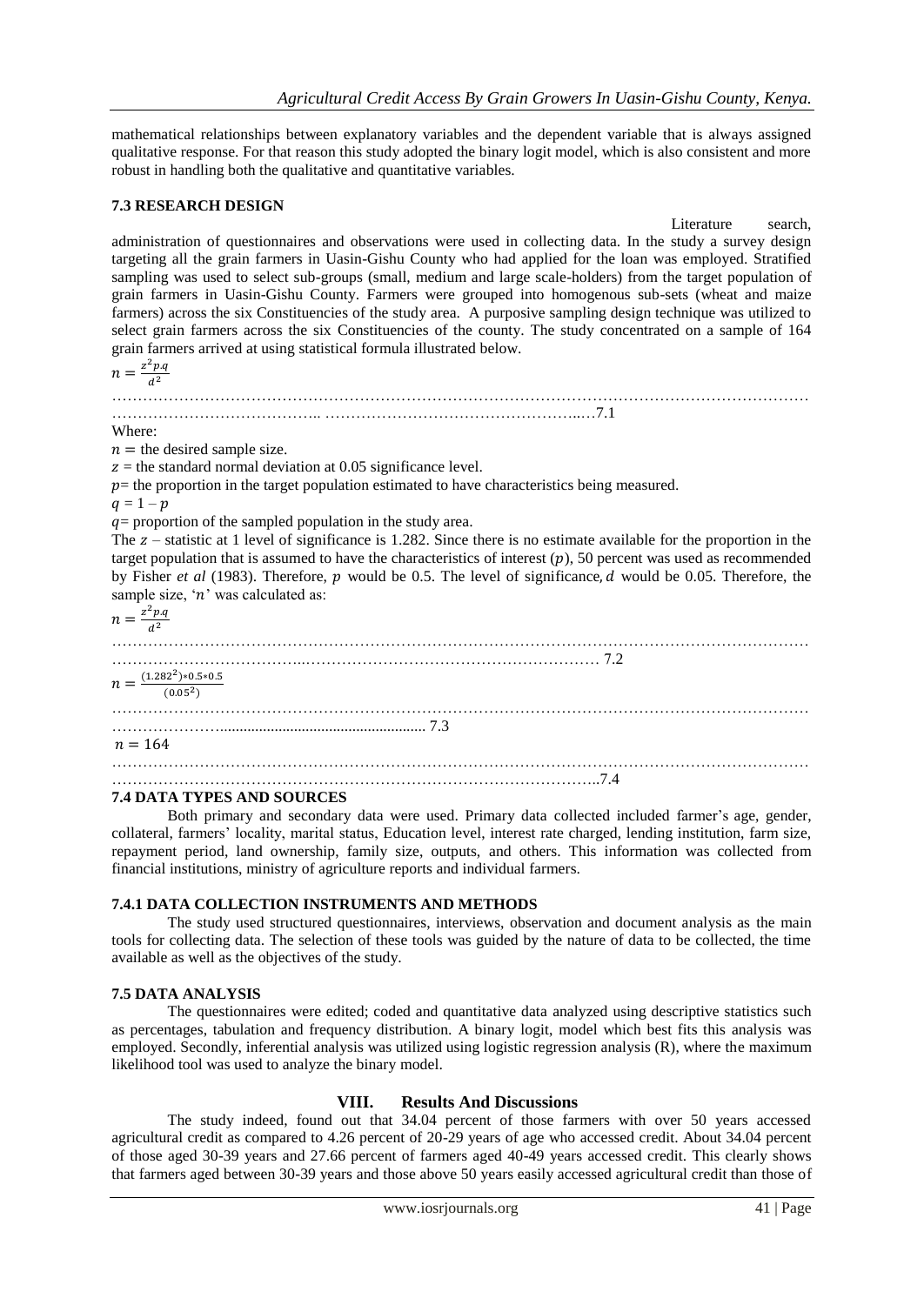mathematical relationships between explanatory variables and the dependent variable that is always assigned qualitative response. For that reason this study adopted the binary logit model, which is also consistent and more robust in handling both the qualitative and quantitative variables.

### 7.3 RESEARCH DESIGN

Literature search, administration of questionnaires and observations were used in collecting data. In the study a survey design targeting all the grain farmers in Uasin-Gishu County who had applied for the loan was employed. Stratified sampling was used to select sub-groups (small, medium and large scale-holders) from the target population of grain farmers in Uasin-Gishu County. Farmers were grouped into homogenous sub-sets (wheat and maize farmers) across the six Constituencies of the study area. A purposive sampling design technique was utilized to select grain farmers across the six Constituencies of the county. The study concentrated on a sample of 164 grain farmers arrived at using statistical formula illustrated below.

$$n = \frac{z^2 p.q}{d^2} \quad \text{………………………………………………………………7.1}$$

Where:

$n =$ the desired sample size.

$z =$ the standard normal deviation at 0.05 significance level.

$p$= the proportion in the target population estimated to have characteristics being measured.

$q = 1 - p$

$q$= proportion of the sampled population in the study area.

The $z$ – statistic at 1 level of significance is 1.282. Since there is no estimate available for the proportion in the target population that is assumed to have the characteristics of interest ($p$), 50 percent was used as recommended by Fisher *et al* (1983). Therefore, $p$ would be 0.5. The level of significance, $d$ would be 0.05. Therefore, the sample size, '$n$' was calculated as:

$$n = \frac{z^2 p.q}{d^2} \quad \text{………………………………………………………………7.2}$$

$$n = \frac{(1.282^2) * 0.5 * 0.5}{(0.05^2)} \quad \text{………………………………………………………………7.3}$$

$$n = 164 \quad \text{………………………………………………………………7.4}$$

### 7.4 DATA TYPES AND SOURCES

Both primary and secondary data were used. Primary data collected included farmer's age, gender, collateral, farmers' locality, marital status, Education level, interest rate charged, lending institution, farm size, repayment period, land ownership, family size, outputs, and others. This information was collected from financial institutions, ministry of agriculture reports and individual farmers.

#### 7.4.1 DATA COLLECTION INSTRUMENTS AND METHODS

The study used structured questionnaires, interviews, observation and document analysis as the main tools for collecting data. The selection of these tools was guided by the nature of data to be collected, the time available as well as the objectives of the study.

### 7.5 DATA ANALYSIS

The questionnaires were edited; coded and quantitative data analyzed using descriptive statistics such as percentages, tabulation and frequency distribution. A binary logit, model which best fits this analysis was employed. Secondly, inferential analysis was utilized using logistic regression analysis (R), where the maximum likelihood tool was used to analyze the binary model.

## VIII. Results And Discussions

The study indeed, found out that 34.04 percent of those farmers with over 50 years accessed agricultural credit as compared to 4.26 percent of 20-29 years of age who accessed credit. About 34.04 percent of those aged 30-39 years and 27.66 percent of farmers aged 40-49 years accessed credit. This clearly shows that farmers aged between 30-39 years and those above 50 years easily accessed agricultural credit than those of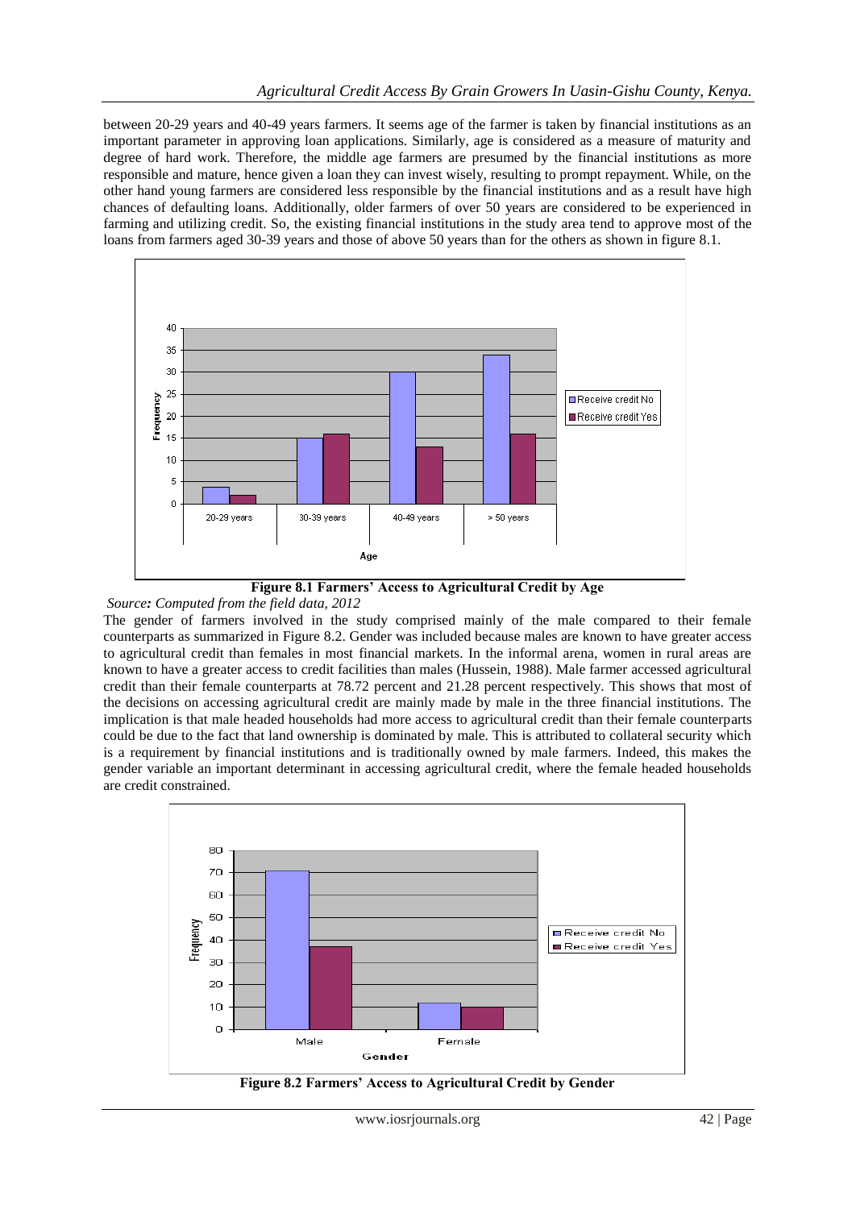between 20-29 years and 40-49 years farmers. It seems age of the farmer is taken by financial institutions as an important parameter in approving loan applications. Similarly, age is considered as a measure of maturity and degree of hard work. Therefore, the middle age farmers are presumed by the financial institutions as more responsible and mature, hence given a loan they can invest wisely, resulting to prompt repayment. While, on the other hand young farmers are considered less responsible by the financial institutions and as a result have high chances of defaulting loans. Additionally, older farmers of over 50 years are considered to be experienced in farming and utilizing credit. So, the existing financial institutions in the study area tend to approve most of the loans from farmers aged 30-39 years and those of above 50 years than for the others as shown in figure 8.1.

**Figure 8.1 Farmers' Access to Agricultural Credit by Age**

*Source: Computed from the field data, 2012*

The gender of farmers involved in the study comprised mainly of the male compared to their female counterparts as summarized in Figure 8.2. Gender was included because males are known to have greater access to agricultural credit than females in most financial markets. In the informal arena, women in rural areas are known to have a greater access to credit facilities than males (Hussein, 1988). Male farmer accessed agricultural credit than their female counterparts at 78.72 percent and 21.28 percent respectively. This shows that most of the decisions on accessing agricultural credit are mainly made by male in the three financial institutions. The implication is that male headed households had more access to agricultural credit than their female counterparts could be due to the fact that land ownership is dominated by male. This is attributed to collateral security which is a requirement by financial institutions and is traditionally owned by male farmers. Indeed, this makes the gender variable an important determinant in accessing agricultural credit, where the female headed households are credit constrained.

**Figure 8.2 Farmers' Access to Agricultural Credit by Gender**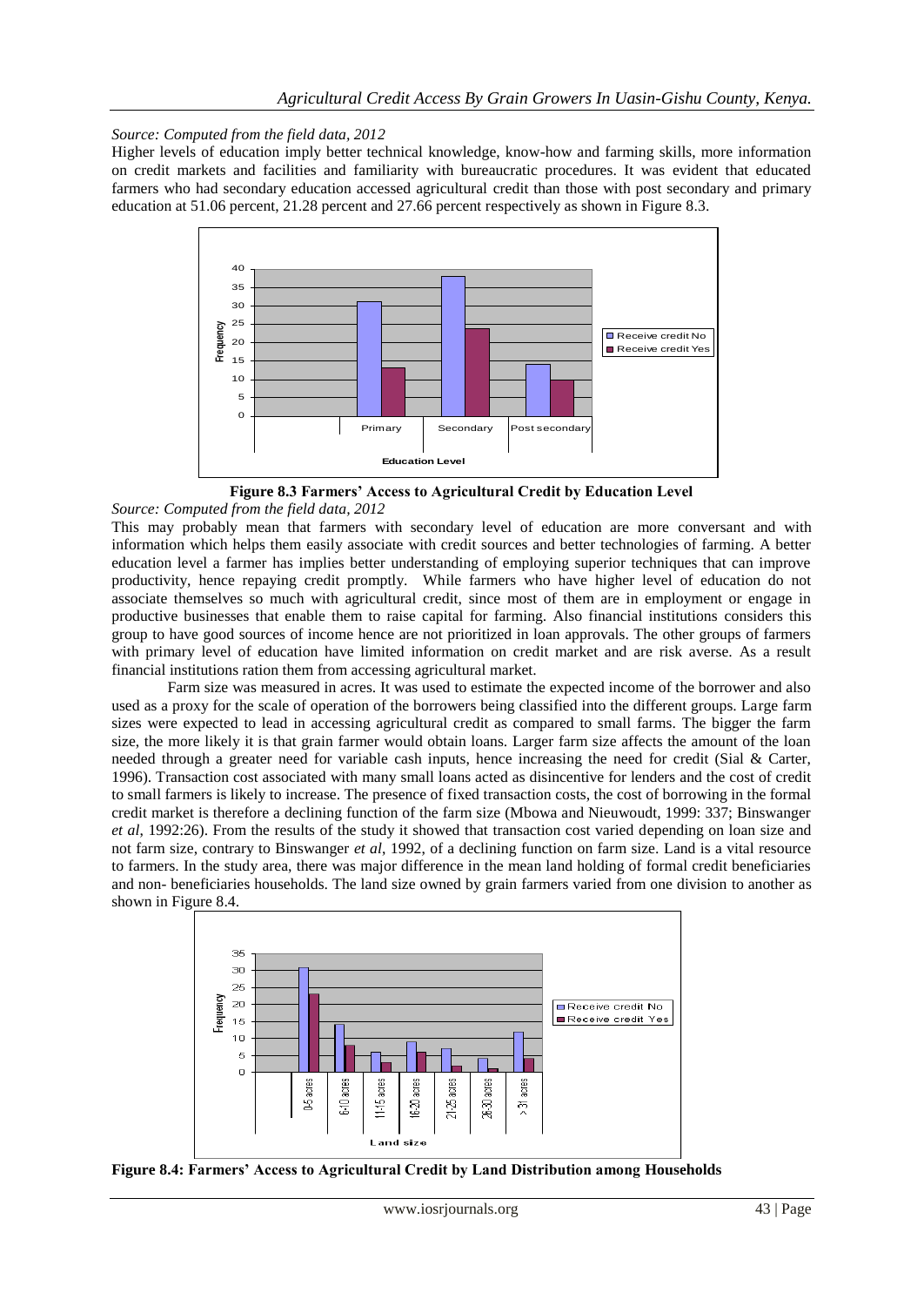*Source: Computed from the field data, 2012*

Higher levels of education imply better technical knowledge, know-how and farming skills, more information on credit markets and facilities and familiarity with bureaucratic procedures. It was evident that educated farmers who had secondary education accessed agricultural credit than those with post secondary and primary education at 51.06 percent, 21.28 percent and 27.66 percent respectively as shown in Figure 8.3.

**Figure 8.3 Farmers' Access to Agricultural Credit by Education Level**

*Source: Computed from the field data, 2012*

This may probably mean that farmers with secondary level of education are more conversant and with information which helps them easily associate with credit sources and better technologies of farming. A better education level a farmer has implies better understanding of employing superior techniques that can improve productivity, hence repaying credit promptly. While farmers who have higher level of education do not associate themselves so much with agricultural credit, since most of them are in employment or engage in productive businesses that enable them to raise capital for farming. Also financial institutions considers this group to have good sources of income hence are not prioritized in loan approvals. The other groups of farmers with primary level of education have limited information on credit market and are risk averse. As a result financial institutions ration them from accessing agricultural market.

Farm size was measured in acres. It was used to estimate the expected income of the borrower and also used as a proxy for the scale of operation of the borrowers being classified into the different groups. Large farm sizes were expected to lead in accessing agricultural credit as compared to small farms. The bigger the farm size, the more likely it is that grain farmer would obtain loans. Larger farm size affects the amount of the loan needed through a greater need for variable cash inputs, hence increasing the need for credit (Sial & Carter, 1996). Transaction cost associated with many small loans acted as disincentive for lenders and the cost of credit to small farmers is likely to increase. The presence of fixed transaction costs, the cost of borrowing in the formal credit market is therefore a declining function of the farm size (Mbowa and Nieuwoudt, 1999: 337; Binswanger *et al*, 1992:26). From the results of the study it showed that transaction cost varied depending on loan size and not farm size, contrary to Binswanger *et al*, 1992, of a declining function on farm size. Land is a vital resource to farmers. In the study area, there was major difference in the mean land holding of formal credit beneficiaries and non- beneficiaries households. The land size owned by grain farmers varied from one division to another as shown in Figure 8.4.

**Figure 8.4: Farmers' Access to Agricultural Credit by Land Distribution among Households**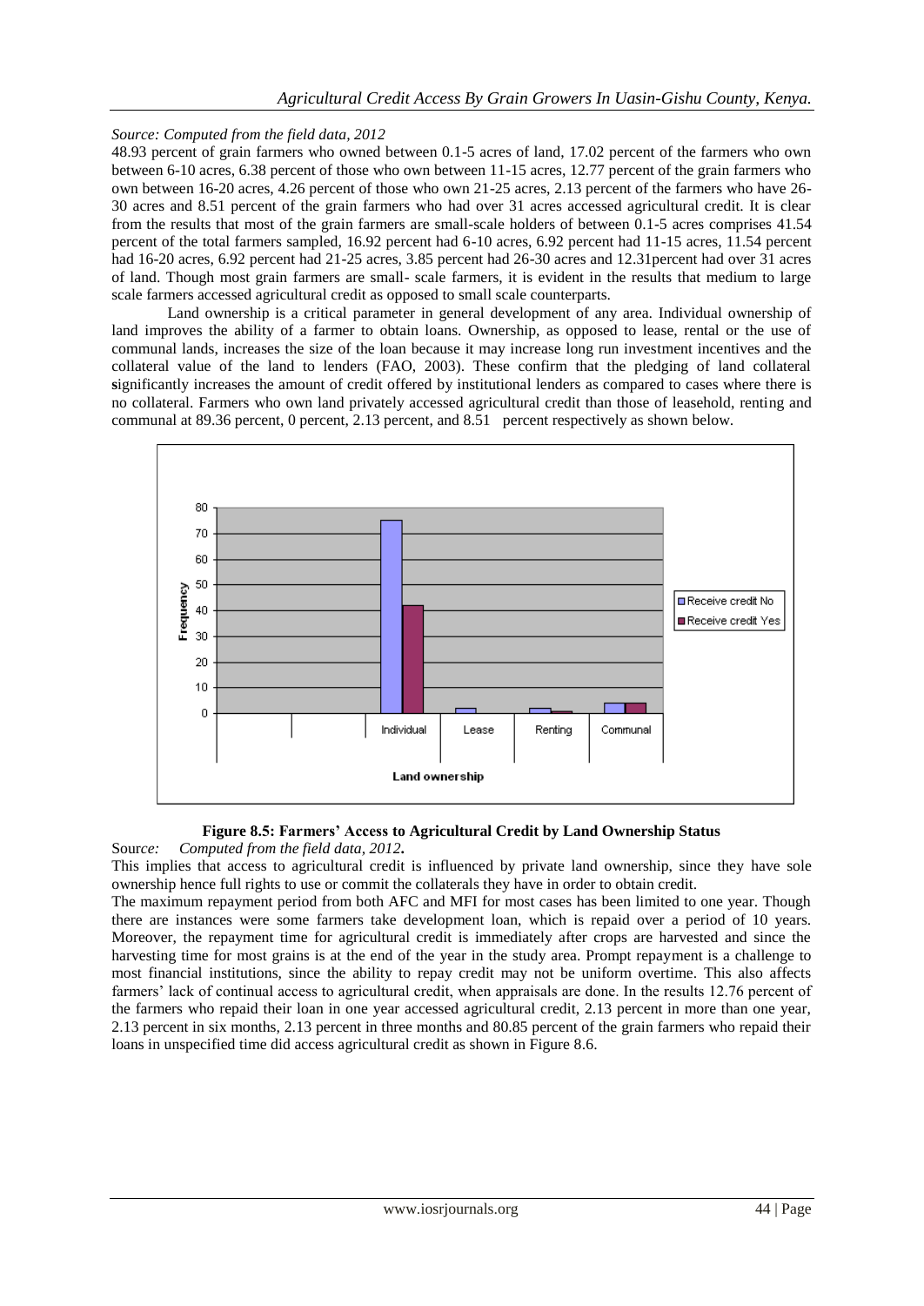*Source: Computed from the field data, 2012*

48.93 percent of grain farmers who owned between 0.1-5 acres of land, 17.02 percent of the farmers who own between 6-10 acres, 6.38 percent of those who own between 11-15 acres, 12.77 percent of the grain farmers who own between 16-20 acres, 4.26 percent of those who own 21-25 acres, 2.13 percent of the farmers who have 26-30 acres and 8.51 percent of the grain farmers who had over 31 acres accessed agricultural credit. It is clear from the results that most of the grain farmers are small-scale holders of between 0.1-5 acres comprises 41.54 percent of the total farmers sampled, 16.92 percent had 6-10 acres, 6.92 percent had 11-15 acres, 11.54 percent had 16-20 acres, 6.92 percent had 21-25 acres, 3.85 percent had 26-30 acres and 12.31percent had over 31 acres of land. Though most grain farmers are small- scale farmers, it is evident in the results that medium to large scale farmers accessed agricultural credit as opposed to small scale counterparts.

Land ownership is a critical parameter in general development of any area. Individual ownership of land improves the ability of a farmer to obtain loans. Ownership, as opposed to lease, rental or the use of communal lands, increases the size of the loan because it may increase long run investment incentives and the collateral value of the land to lenders (FAO, 2003). These confirm that the pledging of land collateral **s**ignificantly increases the amount of credit offered by institutional lenders as compared to cases where there is no collateral. Farmers who own land privately accessed agricultural credit than those of leasehold, renting and communal at 89.36 percent, 0 percent, 2.13 percent, and 8.51 percent respectively as shown below.

**Figure 8.5: Farmers' Access to Agricultural Credit by Land Ownership Status**

Source*: Computed from the field data, 2012***.**

This implies that access to agricultural credit is influenced by private land ownership, since they have sole ownership hence full rights to use or commit the collaterals they have in order to obtain credit.

The maximum repayment period from both AFC and MFI for most cases has been limited to one year. Though there are instances were some farmers take development loan, which is repaid over a period of 10 years. Moreover, the repayment time for agricultural credit is immediately after crops are harvested and since the harvesting time for most grains is at the end of the year in the study area. Prompt repayment is a challenge to most financial institutions, since the ability to repay credit may not be uniform overtime. This also affects farmers' lack of continual access to agricultural credit, when appraisals are done. In the results 12.76 percent of the farmers who repaid their loan in one year accessed agricultural credit, 2.13 percent in more than one year, 2.13 percent in six months, 2.13 percent in three months and 80.85 percent of the grain farmers who repaid their loans in unspecified time did access agricultural credit as shown in Figure 8.6.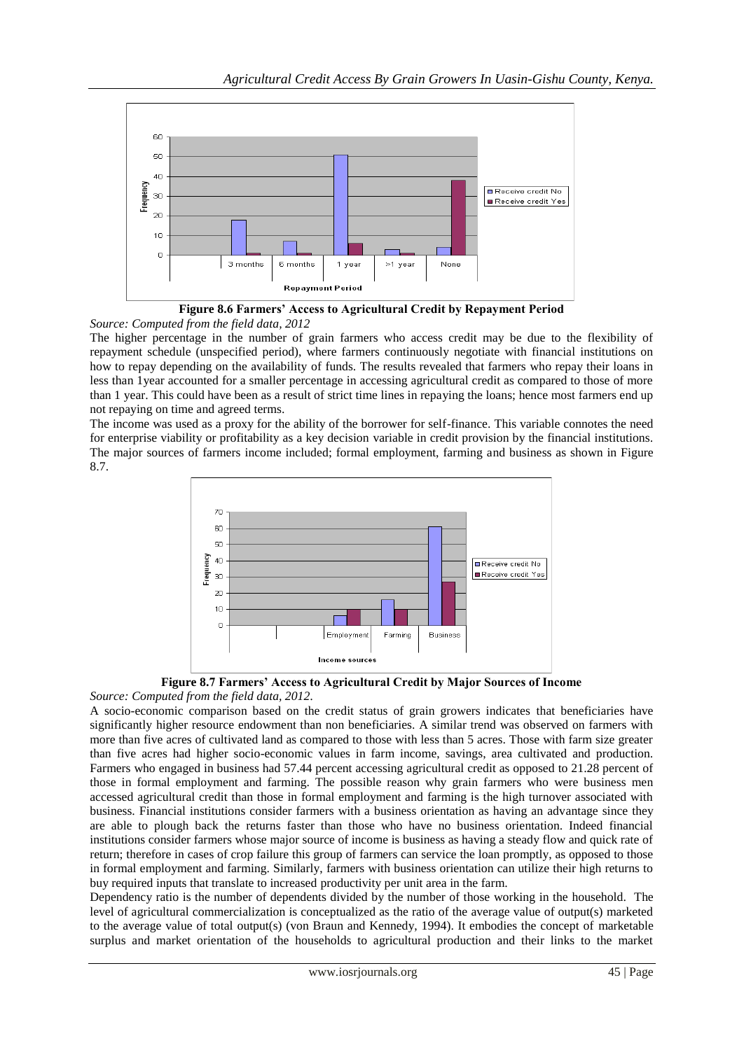**Figure 8.6 Farmers' Access to Agricultural Credit by Repayment Period**

*Source: Computed from the field data, 2012*

The higher percentage in the number of grain farmers who access credit may be due to the flexibility of repayment schedule (unspecified period), where farmers continuously negotiate with financial institutions on how to repay depending on the availability of funds. The results revealed that farmers who repay their loans in less than 1year accounted for a smaller percentage in accessing agricultural credit as compared to those of more than 1 year. This could have been as a result of strict time lines in repaying the loans; hence most farmers end up not repaying on time and agreed terms.

The income was used as a proxy for the ability of the borrower for self-finance. This variable connotes the need for enterprise viability or profitability as a key decision variable in credit provision by the financial institutions. The major sources of farmers income included; formal employment, farming and business as shown in Figure 8.7.

**Figure 8.7 Farmers' Access to Agricultural Credit by Major Sources of Income**

*Source: Computed from the field data, 2012.*

A socio-economic comparison based on the credit status of grain growers indicates that beneficiaries have significantly higher resource endowment than non beneficiaries. A similar trend was observed on farmers with more than five acres of cultivated land as compared to those with less than 5 acres. Those with farm size greater than five acres had higher socio-economic values in farm income, savings, area cultivated and production. Farmers who engaged in business had 57.44 percent accessing agricultural credit as opposed to 21.28 percent of those in formal employment and farming. The possible reason why grain farmers who were business men accessed agricultural credit than those in formal employment and farming is the high turnover associated with business. Financial institutions consider farmers with a business orientation as having an advantage since they are able to plough back the returns faster than those who have no business orientation. Indeed financial institutions consider farmers whose major source of income is business as having a steady flow and quick rate of return; therefore in cases of crop failure this group of farmers can service the loan promptly, as opposed to those in formal employment and farming. Similarly, farmers with business orientation can utilize their high returns to buy required inputs that translate to increased productivity per unit area in the farm.

Dependency ratio is the number of dependents divided by the number of those working in the household. The level of agricultural commercialization is conceptualized as the ratio of the average value of output(s) marketed to the average value of total output(s) (von Braun and Kennedy, 1994). It embodies the concept of marketable surplus and market orientation of the households to agricultural production and their links to the market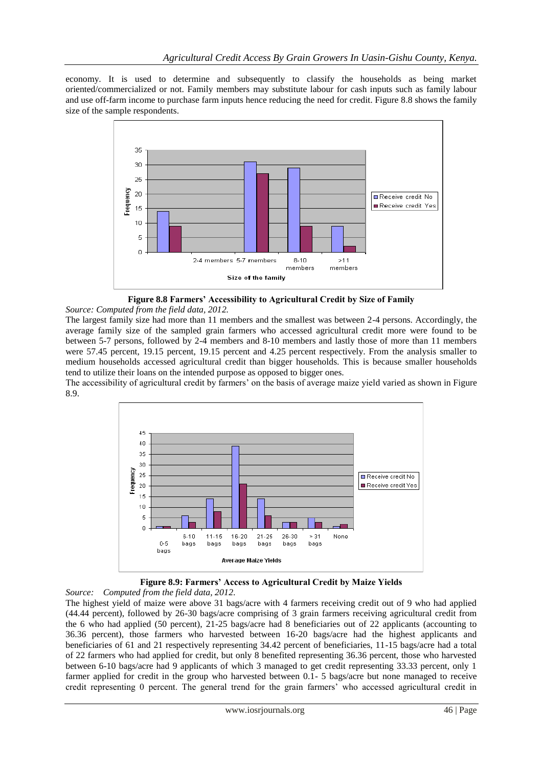economy. It is used to determine and subsequently to classify the households as being market oriented/commercialized or not. Family members may substitute labour for cash inputs such as family labour and use off-farm income to purchase farm inputs hence reducing the need for credit. Figure 8.8 shows the family size of the sample respondents.

**Figure 8.8 Farmers' Accessibility to Agricultural Credit by Size of Family**

*Source: Computed from the field data, 2012.*

The largest family size had more than 11 members and the smallest was between 2-4 persons. Accordingly, the average family size of the sampled grain farmers who accessed agricultural credit more were found to be between 5-7 persons, followed by 2-4 members and 8-10 members and lastly those of more than 11 members were 57.45 percent, 19.15 percent, 19.15 percent and 4.25 percent respectively. From the analysis smaller to medium households accessed agricultural credit than bigger households. This is because smaller households tend to utilize their loans on the intended purpose as opposed to bigger ones.

The accessibility of agricultural credit by farmers' on the basis of average maize yield varied as shown in Figure 8.9.

**Figure 8.9: Farmers' Access to Agricultural Credit by Maize Yields**

*Source: Computed from the field data, 2012.*

The highest yield of maize were above 31 bags/acre with 4 farmers receiving credit out of 9 who had applied (44.44 percent), followed by 26-30 bags/acre comprising of 3 grain farmers receiving agricultural credit from the 6 who had applied (50 percent), 21-25 bags/acre had 8 beneficiaries out of 22 applicants (accounting to 36.36 percent), those farmers who harvested between 16-20 bags/acre had the highest applicants and beneficiaries of 61 and 21 respectively representing 34.42 percent of beneficiaries, 11-15 bags/acre had a total of 22 farmers who had applied for credit, but only 8 benefited representing 36.36 percent, those who harvested between 6-10 bags/acre had 9 applicants of which 3 managed to get credit representing 33.33 percent, only 1 farmer applied for credit in the group who harvested between 0.1- 5 bags/acre but none managed to receive credit representing 0 percent. The general trend for the grain farmers' who accessed agricultural credit in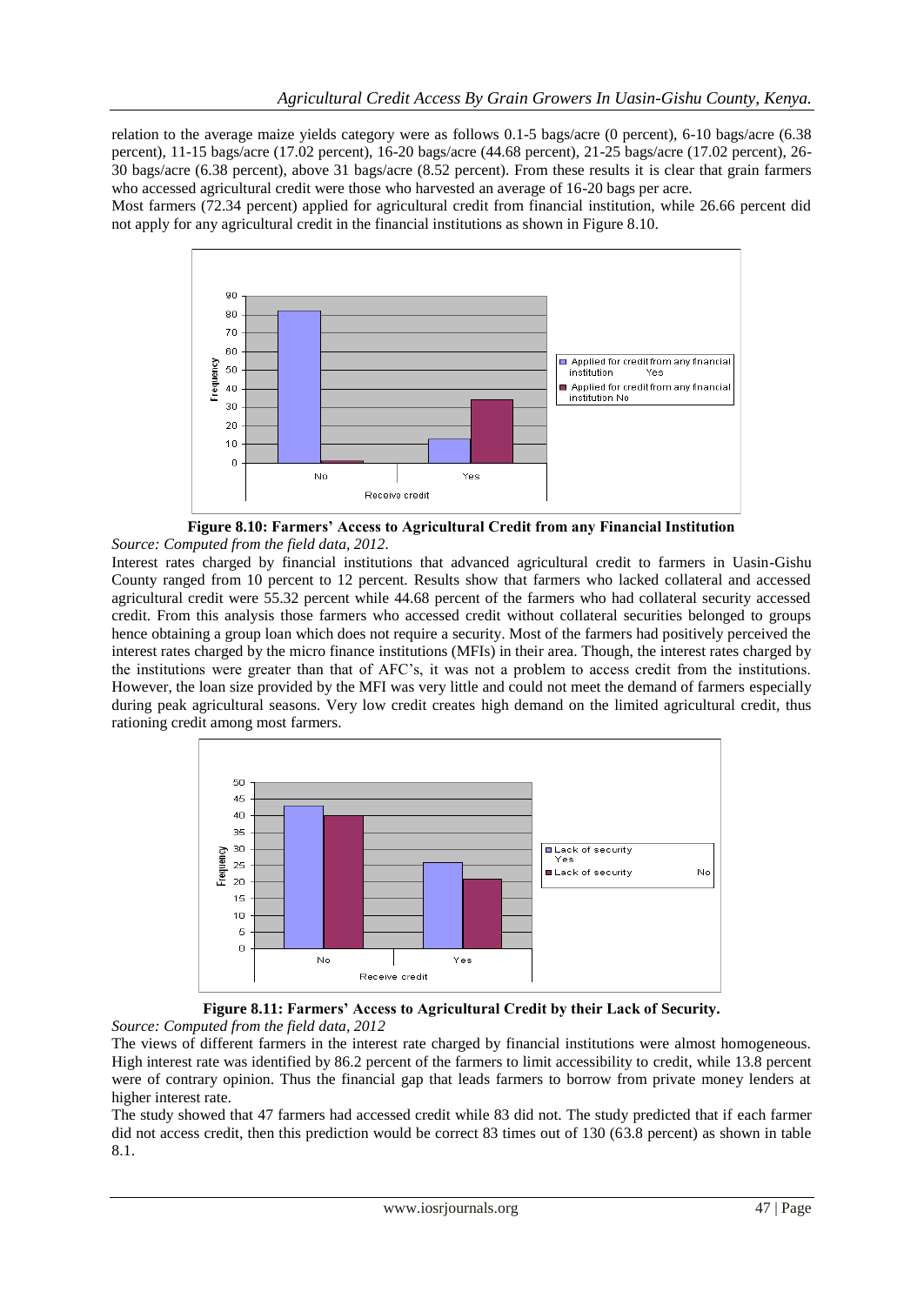relation to the average maize yields category were as follows 0.1-5 bags/acre (0 percent), 6-10 bags/acre (6.38 percent), 11-15 bags/acre (17.02 percent), 16-20 bags/acre (44.68 percent), 21-25 bags/acre (17.02 percent), 26-30 bags/acre (6.38 percent), above 31 bags/acre (8.52 percent). From these results it is clear that grain farmers who accessed agricultural credit were those who harvested an average of 16-20 bags per acre.

Most farmers (72.34 percent) applied for agricultural credit from financial institution, while 26.66 percent did not apply for any agricultural credit in the financial institutions as shown in Figure 8.10.

**Figure 8.10: Farmers' Access to Agricultural Credit from any Financial Institution**

*Source: Computed from the field data, 2012.*

Interest rates charged by financial institutions that advanced agricultural credit to farmers in Uasin-Gishu County ranged from 10 percent to 12 percent. Results show that farmers who lacked collateral and accessed agricultural credit were 55.32 percent while 44.68 percent of the farmers who had collateral security accessed credit. From this analysis those farmers who accessed credit without collateral securities belonged to groups hence obtaining a group loan which does not require a security. Most of the farmers had positively perceived the interest rates charged by the micro finance institutions (MFIs) in their area. Though, the interest rates charged by the institutions were greater than that of AFC's, it was not a problem to access credit from the institutions. However, the loan size provided by the MFI was very little and could not meet the demand of farmers especially during peak agricultural seasons. Very low credit creates high demand on the limited agricultural credit, thus rationing credit among most farmers.

**Figure 8.11: Farmers' Access to Agricultural Credit by their Lack of Security.**

*Source: Computed from the field data, 2012*

The views of different farmers in the interest rate charged by financial institutions were almost homogeneous. High interest rate was identified by 86.2 percent of the farmers to limit accessibility to credit, while 13.8 percent were of contrary opinion. Thus the financial gap that leads farmers to borrow from private money lenders at higher interest rate.

The study showed that 47 farmers had accessed credit while 83 did not. The study predicted that if each farmer did not access credit, then this prediction would be correct 83 times out of 130 (63.8 percent) as shown in table 8.1.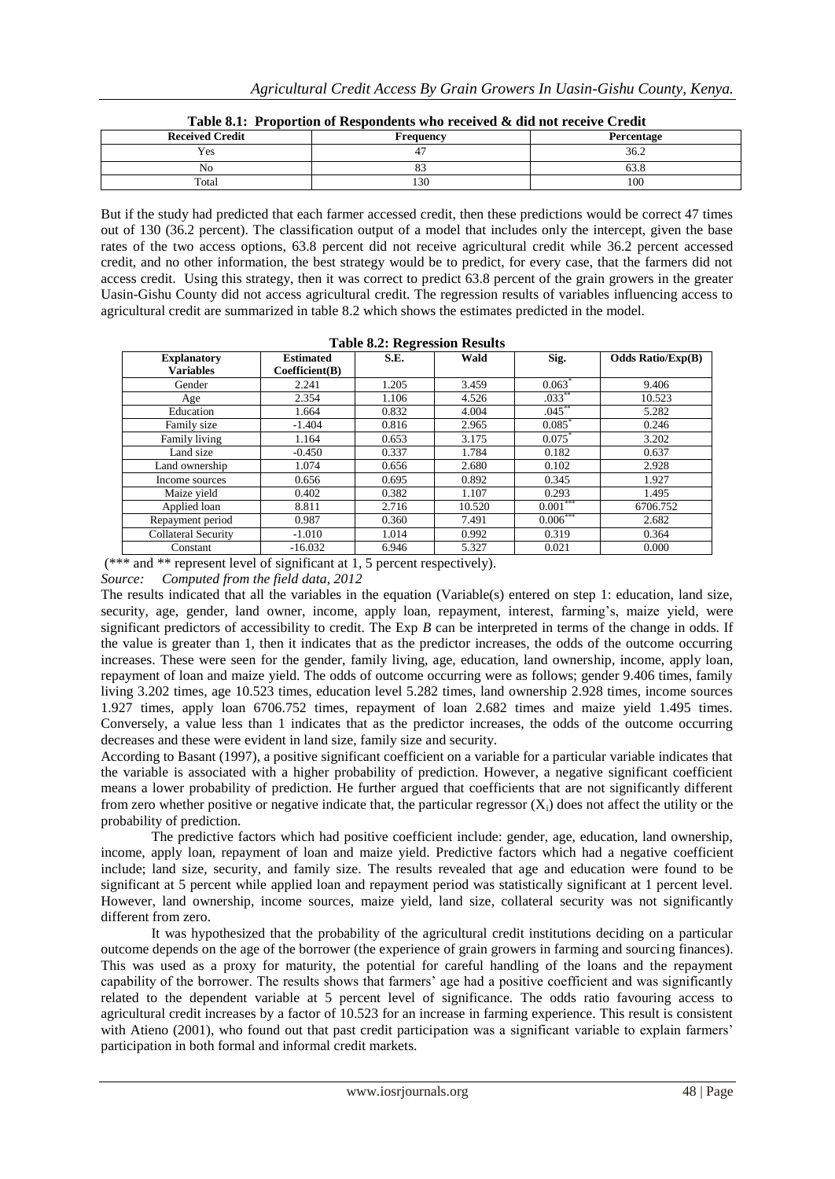**Table 8.1: Proportion of Respondents who received & did not receive Credit**

| Received Credit | Frequency | Percentage |
|---|---|---|
| Yes | 47 | 36.2 |
| No | 83 | 63.8 |
| Total | 130 | 100 |

But if the study had predicted that each farmer accessed credit, then these predictions would be correct 47 times out of 130 (36.2 percent). The classification output of a model that includes only the intercept, given the base rates of the two access options, 63.8 percent did not receive agricultural credit while 36.2 percent accessed credit, and no other information, the best strategy would be to predict, for every case, that the farmers did not access credit. Using this strategy, then it was correct to predict 63.8 percent of the grain growers in the greater Uasin-Gishu County did not access agricultural credit. The regression results of variables influencing access to agricultural credit are summarized in table 8.2 which shows the estimates predicted in the model.

**Table 8.2: Regression Results**

| Explanatory Variables | Estimated Coefficient(B) | S.E. | Wald | Sig. | Odds Ratio/Exp(B) |
|---|---|---|---|---|---|
| Gender | 2.241 | 1.205 | 3.459 | 0.063* | 9.406 |
| Age | 2.354 | 1.106 | 4.526 | .033** | 10.523 |
| Education | 1.664 | 0.832 | 4.004 | .045** | 5.282 |
| Family size | -1.404 | 0.816 | 2.965 | 0.085* | 0.246 |
| Family living | 1.164 | 0.653 | 3.175 | 0.075* | 3.202 |
| Land size | -0.450 | 0.337 | 1.784 | 0.182 | 0.637 |
| Land ownership | 1.074 | 0.656 | 2.680 | 0.102 | 2.928 |
| Income sources | 0.656 | 0.695 | 0.892 | 0.345 | 1.927 |
| Maize yield | 0.402 | 0.382 | 1.107 | 0.293 | 1.495 |
| Applied loan | 8.811 | 2.716 | 10.520 | 0.001*** | 6706.752 |
| Repayment period | 0.987 | 0.360 | 7.491 | 0.006*** | 2.682 |
| Collateral Security | -1.010 | 1.014 | 0.992 | 0.319 | 0.364 |
| Constant | -16.032 | 6.946 | 5.327 | 0.021 | 0.000 |

(*** and ** represent level of significant at 1, 5 percent respectively).

*Source: Computed from the field data, 2012*

The results indicated that all the variables in the equation (Variable(s) entered on step 1: education, land size, security, age, gender, land owner, income, apply loan, repayment, interest, farming's, maize yield, were significant predictors of accessibility to credit. The Exp *B* can be interpreted in terms of the change in odds. If the value is greater than 1, then it indicates that as the predictor increases, the odds of the outcome occurring increases. These were seen for the gender, family living, age, education, land ownership, income, apply loan, repayment of loan and maize yield. The odds of outcome occurring were as follows; gender 9.406 times, family living 3.202 times, age 10.523 times, education level 5.282 times, land ownership 2.928 times, income sources 1.927 times, apply loan 6706.752 times, repayment of loan 2.682 times and maize yield 1.495 times. Conversely, a value less than 1 indicates that as the predictor increases, the odds of the outcome occurring decreases and these were evident in land size, family size and security.

According to Basant (1997), a positive significant coefficient on a variable for a particular variable indicates that the variable is associated with a higher probability of prediction. However, a negative significant coefficient means a lower probability of prediction. He further argued that coefficients that are not significantly different from zero whether positive or negative indicate that, the particular regressor ($X_i$) does not affect the utility or the probability of prediction.

The predictive factors which had positive coefficient include: gender, age, education, land ownership, income, apply loan, repayment of loan and maize yield. Predictive factors which had a negative coefficient include; land size, security, and family size. The results revealed that age and education were found to be significant at 5 percent while applied loan and repayment period was statistically significant at 1 percent level. However, land ownership, income sources, maize yield, land size, collateral security was not significantly different from zero.

It was hypothesized that the probability of the agricultural credit institutions deciding on a particular outcome depends on the age of the borrower (the experience of grain growers in farming and sourcing finances). This was used as a proxy for maturity, the potential for careful handling of the loans and the repayment capability of the borrower. The results shows that farmers' age had a positive coefficient and was significantly related to the dependent variable at 5 percent level of significance. The odds ratio favouring access to agricultural credit increases by a factor of 10.523 for an increase in farming experience. This result is consistent with Atieno (2001), who found out that past credit participation was a significant variable to explain farmers' participation in both formal and informal credit markets.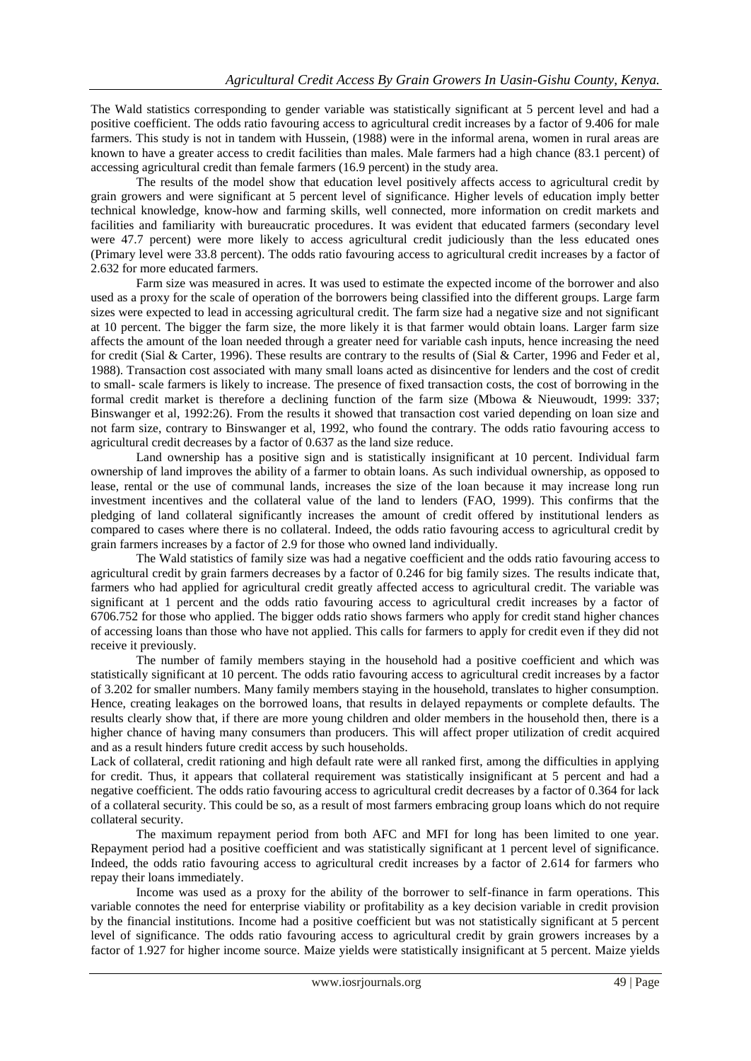The Wald statistics corresponding to gender variable was statistically significant at 5 percent level and had a positive coefficient. The odds ratio favouring access to agricultural credit increases by a factor of 9.406 for male farmers. This study is not in tandem with Hussein, (1988) were in the informal arena, women in rural areas are known to have a greater access to credit facilities than males. Male farmers had a high chance (83.1 percent) of accessing agricultural credit than female farmers (16.9 percent) in the study area.

The results of the model show that education level positively affects access to agricultural credit by grain growers and were significant at 5 percent level of significance. Higher levels of education imply better technical knowledge, know-how and farming skills, well connected, more information on credit markets and facilities and familiarity with bureaucratic procedures. It was evident that educated farmers (secondary level were 47.7 percent) were more likely to access agricultural credit judiciously than the less educated ones (Primary level were 33.8 percent). The odds ratio favouring access to agricultural credit increases by a factor of 2.632 for more educated farmers.

Farm size was measured in acres. It was used to estimate the expected income of the borrower and also used as a proxy for the scale of operation of the borrowers being classified into the different groups. Large farm sizes were expected to lead in accessing agricultural credit. The farm size had a negative size and not significant at 10 percent. The bigger the farm size, the more likely it is that farmer would obtain loans. Larger farm size affects the amount of the loan needed through a greater need for variable cash inputs, hence increasing the need for credit (Sial & Carter, 1996). These results are contrary to the results of (Sial & Carter, 1996 and Feder et al, 1988). Transaction cost associated with many small loans acted as disincentive for lenders and the cost of credit to small- scale farmers is likely to increase. The presence of fixed transaction costs, the cost of borrowing in the formal credit market is therefore a declining function of the farm size (Mbowa & Nieuwoudt, 1999: 337; Binswanger et al, 1992:26). From the results it showed that transaction cost varied depending on loan size and not farm size, contrary to Binswanger et al, 1992, who found the contrary. The odds ratio favouring access to agricultural credit decreases by a factor of 0.637 as the land size reduce.

Land ownership has a positive sign and is statistically insignificant at 10 percent. Individual farm ownership of land improves the ability of a farmer to obtain loans. As such individual ownership, as opposed to lease, rental or the use of communal lands, increases the size of the loan because it may increase long run investment incentives and the collateral value of the land to lenders (FAO, 1999). This confirms that the pledging of land collateral significantly increases the amount of credit offered by institutional lenders as compared to cases where there is no collateral. Indeed, the odds ratio favouring access to agricultural credit by grain farmers increases by a factor of 2.9 for those who owned land individually.

The Wald statistics of family size was had a negative coefficient and the odds ratio favouring access to agricultural credit by grain farmers decreases by a factor of 0.246 for big family sizes. The results indicate that, farmers who had applied for agricultural credit greatly affected access to agricultural credit. The variable was significant at 1 percent and the odds ratio favouring access to agricultural credit increases by a factor of 6706.752 for those who applied. The bigger odds ratio shows farmers who apply for credit stand higher chances of accessing loans than those who have not applied. This calls for farmers to apply for credit even if they did not receive it previously.

The number of family members staying in the household had a positive coefficient and which was statistically significant at 10 percent. The odds ratio favouring access to agricultural credit increases by a factor of 3.202 for smaller numbers. Many family members staying in the household, translates to higher consumption. Hence, creating leakages on the borrowed loans, that results in delayed repayments or complete defaults. The results clearly show that, if there are more young children and older members in the household then, there is a higher chance of having many consumers than producers. This will affect proper utilization of credit acquired and as a result hinders future credit access by such households.

Lack of collateral, credit rationing and high default rate were all ranked first, among the difficulties in applying for credit. Thus, it appears that collateral requirement was statistically insignificant at 5 percent and had a negative coefficient. The odds ratio favouring access to agricultural credit decreases by a factor of 0.364 for lack of a collateral security. This could be so, as a result of most farmers embracing group loans which do not require collateral security.

The maximum repayment period from both AFC and MFI for long has been limited to one year. Repayment period had a positive coefficient and was statistically significant at 1 percent level of significance. Indeed, the odds ratio favouring access to agricultural credit increases by a factor of 2.614 for farmers who repay their loans immediately.

Income was used as a proxy for the ability of the borrower to self-finance in farm operations. This variable connotes the need for enterprise viability or profitability as a key decision variable in credit provision by the financial institutions. Income had a positive coefficient but was not statistically significant at 5 percent level of significance. The odds ratio favouring access to agricultural credit by grain growers increases by a factor of 1.927 for higher income source. Maize yields were statistically insignificant at 5 percent. Maize yields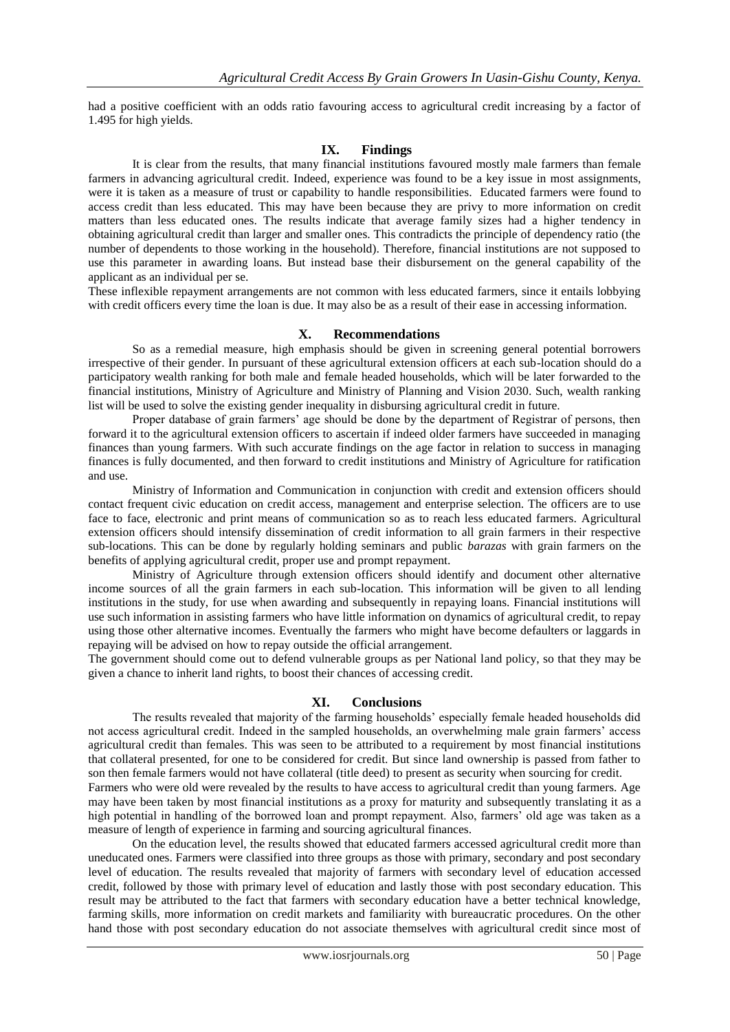had a positive coefficient with an odds ratio favouring access to agricultural credit increasing by a factor of 1.495 for high yields.

## IX. Findings

It is clear from the results, that many financial institutions favoured mostly male farmers than female farmers in advancing agricultural credit. Indeed, experience was found to be a key issue in most assignments, were it is taken as a measure of trust or capability to handle responsibilities. Educated farmers were found to access credit than less educated. This may have been because they are privy to more information on credit matters than less educated ones. The results indicate that average family sizes had a higher tendency in obtaining agricultural credit than larger and smaller ones. This contradicts the principle of dependency ratio (the number of dependents to those working in the household). Therefore, financial institutions are not supposed to use this parameter in awarding loans. But instead base their disbursement on the general capability of the applicant as an individual per se.

These inflexible repayment arrangements are not common with less educated farmers, since it entails lobbying with credit officers every time the loan is due. It may also be as a result of their ease in accessing information.

## X. Recommendations

So as a remedial measure, high emphasis should be given in screening general potential borrowers irrespective of their gender. In pursuant of these agricultural extension officers at each sub-location should do a participatory wealth ranking for both male and female headed households, which will be later forwarded to the financial institutions, Ministry of Agriculture and Ministry of Planning and Vision 2030. Such, wealth ranking list will be used to solve the existing gender inequality in disbursing agricultural credit in future.

Proper database of grain farmers' age should be done by the department of Registrar of persons, then forward it to the agricultural extension officers to ascertain if indeed older farmers have succeeded in managing finances than young farmers. With such accurate findings on the age factor in relation to success in managing finances is fully documented, and then forward to credit institutions and Ministry of Agriculture for ratification and use.

Ministry of Information and Communication in conjunction with credit and extension officers should contact frequent civic education on credit access, management and enterprise selection. The officers are to use face to face, electronic and print means of communication so as to reach less educated farmers. Agricultural extension officers should intensify dissemination of credit information to all grain farmers in their respective sub-locations. This can be done by regularly holding seminars and public *barazas* with grain farmers on the benefits of applying agricultural credit, proper use and prompt repayment.

Ministry of Agriculture through extension officers should identify and document other alternative income sources of all the grain farmers in each sub-location. This information will be given to all lending institutions in the study, for use when awarding and subsequently in repaying loans. Financial institutions will use such information in assisting farmers who have little information on dynamics of agricultural credit, to repay using those other alternative incomes. Eventually the farmers who might have become defaulters or laggards in repaying will be advised on how to repay outside the official arrangement.

The government should come out to defend vulnerable groups as per National land policy, so that they may be given a chance to inherit land rights, to boost their chances of accessing credit.

## XI. Conclusions

The results revealed that majority of the farming households' especially female headed households did not access agricultural credit. Indeed in the sampled households, an overwhelming male grain farmers' access agricultural credit than females. This was seen to be attributed to a requirement by most financial institutions that collateral presented, for one to be considered for credit. But since land ownership is passed from father to son then female farmers would not have collateral (title deed) to present as security when sourcing for credit.

Farmers who were old were revealed by the results to have access to agricultural credit than young farmers. Age may have been taken by most financial institutions as a proxy for maturity and subsequently translating it as a high potential in handling of the borrowed loan and prompt repayment. Also, farmers' old age was taken as a measure of length of experience in farming and sourcing agricultural finances.

On the education level, the results showed that educated farmers accessed agricultural credit more than uneducated ones. Farmers were classified into three groups as those with primary, secondary and post secondary level of education. The results revealed that majority of farmers with secondary level of education accessed credit, followed by those with primary level of education and lastly those with post secondary education. This result may be attributed to the fact that farmers with secondary education have a better technical knowledge, farming skills, more information on credit markets and familiarity with bureaucratic procedures. On the other hand those with post secondary education do not associate themselves with agricultural credit since most of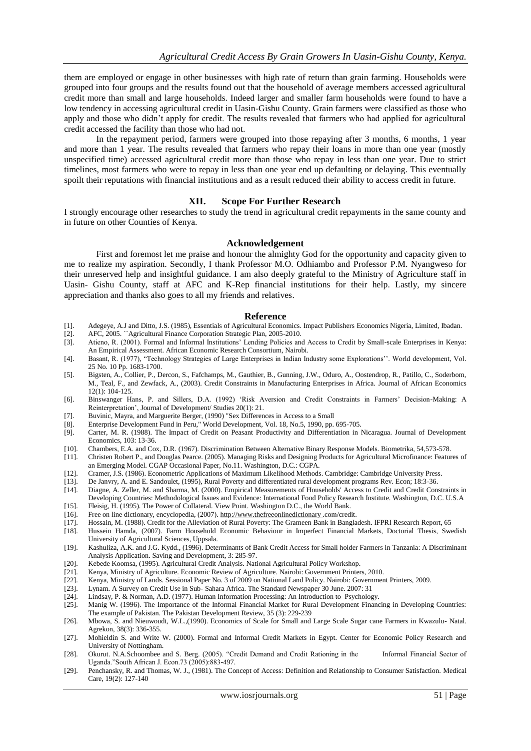them are employed or engage in other businesses with high rate of return than grain farming. Households were grouped into four groups and the results found out that the household of average members accessed agricultural credit more than small and large households. Indeed larger and smaller farm households were found to have a low tendency in accessing agricultural credit in Uasin-Gishu County. Grain farmers were classified as those who apply and those who didn't apply for credit. The results revealed that farmers who had applied for agricultural credit accessed the facility than those who had not.

In the repayment period, farmers were grouped into those repaying after 3 months, 6 months, 1 year and more than 1 year. The results revealed that farmers who repay their loans in more than one year (mostly unspecified time) accessed agricultural credit more than those who repay in less than one year. Due to strict timelines, most farmers who were to repay in less than one year end up defaulting or delaying. This eventually spoilt their reputations with financial institutions and as a result reduced their ability to access credit in future.

## XII. Scope For Further Research

I strongly encourage other researches to study the trend in agricultural credit repayments in the same county and in future on other Counties of Kenya.

## Acknowledgement

First and foremost let me praise and honour the almighty God for the opportunity and capacity given to me to realize my aspiration. Secondly, I thank Professor M.O. Odhiambo and Professor P.M. Nyangweso for their unreserved help and insightful guidance. I am also deeply grateful to the Ministry of Agriculture staff in Uasin- Gishu County, staff at AFC and K-Rep financial institutions for their help. Lastly, my sincere appreciation and thanks also goes to all my friends and relatives.

## Reference

[1]. Adegeye, A.J and Ditto, J.S. (1985), Essentials of Agricultural Economics. Impact Publishers Economics Nigeria, Limited, Ibadan.
[2]. AFC, 2005. ``Agricultural Finance Corporation Strategic Plan, 2005-2010.
[3]. Atieno, R. (2001). Formal and Informal Institutions' Lending Policies and Access to Credit by Small-scale Enterprises in Kenya: An Empirical Assessment. African Economic Research Consortium, Nairobi.
[4]. Basant, R. (1977), "Technology Strategies of Large Enterprises in Indian Industry some Explorations''. World development, Vol. 25 No. 10 Pp. 1683-1700.
[5]. Bigsten, A., Collier, P., Dercon, S., Fafchamps, M., Gauthier, B., Gunning, J.W., Oduro, A., Oostendrop, R., Patillo, C., Soderbom, M., Teal, F., and Zewfack, A., (2003). Credit Constraints in Manufacturing Enterprises in Africa. Journal of African Economics 12(1): 104-125.
[6]. Binswanger Hans, P. and Sillers, D.A. (1992) 'Risk Aversion and Credit Constraints in Farmers' Decision-Making: A Reinterpretation', Journal of Development/ Studies 20(1): 21.
[7]. Buvinic, Mayra, and Marguerite Berger, (1990) "Sex Differences in Access to a Small
[8]. Enterprise Development Fund in Peru," World Development, Vol. 18, No.5, 1990, pp. 695-705.
[9]. Carter, M. R. (1988). The Impact of Credit on Peasant Productivity and Differentiation in Nicaragua. Journal of Development Economics, 103: 13-36.
[10]. Chambers, E.A. and Cox, D.R. (1967). Discrimination Between Alternative Binary Response Models. Biometrika, 54,573-578.
[11]. Christen Robert P., and Douglas Pearce. (2005). Managing Risks and Designing Products for Agricultural Microfinance: Features of an Emerging Model. CGAP Occasional Paper, No.11. Washington, D.C.: CGPA.
[12]. Cramer, J.S. (1986). Econometric Applications of Maximum Likelihood Methods. Cambridge: Cambridge University Press.
[13]. De Janvry, A. and E. Sandoulet, (1995), Rural Poverty and differentiated rural development programs Rev. Econ; 18:3-36.
[14]. Diagne, A. Zeller, M. and Sharma, M. (2000). Empirical Measurements of Households' Access to Credit and Credit Constraints in Developing Countries: Methodological Issues and Evidence: International Food Policy Research Institute. Washington, D.C. U.S.A
[15]. Fleisig, H. (1995). The Power of Collateral. View Point. Washington D.C., the World Bank.
[16]. Free on line dictionary, encyclopedia, (2007). http://www.thefreeonlinedictionary .com/credit.
[17]. Hossain, M. (1988). Credit for the Alleviation of Rural Poverty: The Grameen Bank in Bangladesh. IFPRI Research Report, 65
[18]. Hussein Hamda, (2007). Farm Household Economic Behaviour in Imperfect Financial Markets, Doctorial Thesis, Swedish University of Agricultural Sciences, Uppsala.
[19]. Kashuliza, A.K. and J.G. Kydd., (1996). Determinants of Bank Credit Access for Small holder Farmers in Tanzania: A Discriminant Analysis Application. Saving and Development, 3: 285-97.
[20]. Kebede Koomsa, (1995). Agricultural Credit Analysis. National Agricultural Policy Workshop.
[21]. Kenya, Ministry of Agriculture. Economic Review of Agriculture. Nairobi: Government Printers, 2010.
[22]. Kenya, Ministry of Lands. Sessional Paper No. 3 of 2009 on National Land Policy. Nairobi: Government Printers, 2009.
[23]. Lynam. A Survey on Credit Use in Sub- Sahara Africa. The Standard Newspaper 30 June. 2007: 31
[24]. Lindsay, P. & Norman, A.D. (1977). Human Information Processing: An Introduction to Psychology.
[25]. Manig W. (1996). The Importance of the Informal Financial Market for Rural Development Financing in Developing Countries: The example of Pakistan. The Pakistan Development Review, 35 (3): 229-239
[26]. Mbowa, S. and Nieuwoudt, W.L.,(1990). Economics of Scale for Small and Large Scale Sugar cane Farmers in Kwazulu- Natal. Agrekon, 38(3): 336-355.
[27]. Mohieldin S. and Write W. (2000). Formal and Informal Credit Markets in Egypt. Center for Economic Policy Research and University of Nottingham.
[28]. Okurut. N.A.Schoombee and S. Berg. (2005). "Credit Demand and Credit Rationing in the Informal Financial Sector of Uganda."South African J. Econ.73 (2005):883-497.
[29]. Penchansky, R. and Thomas, W. J., (1981). The Concept of Access: Definition and Relationship to Consumer Satisfaction. Medical Care, 19(2): 127-140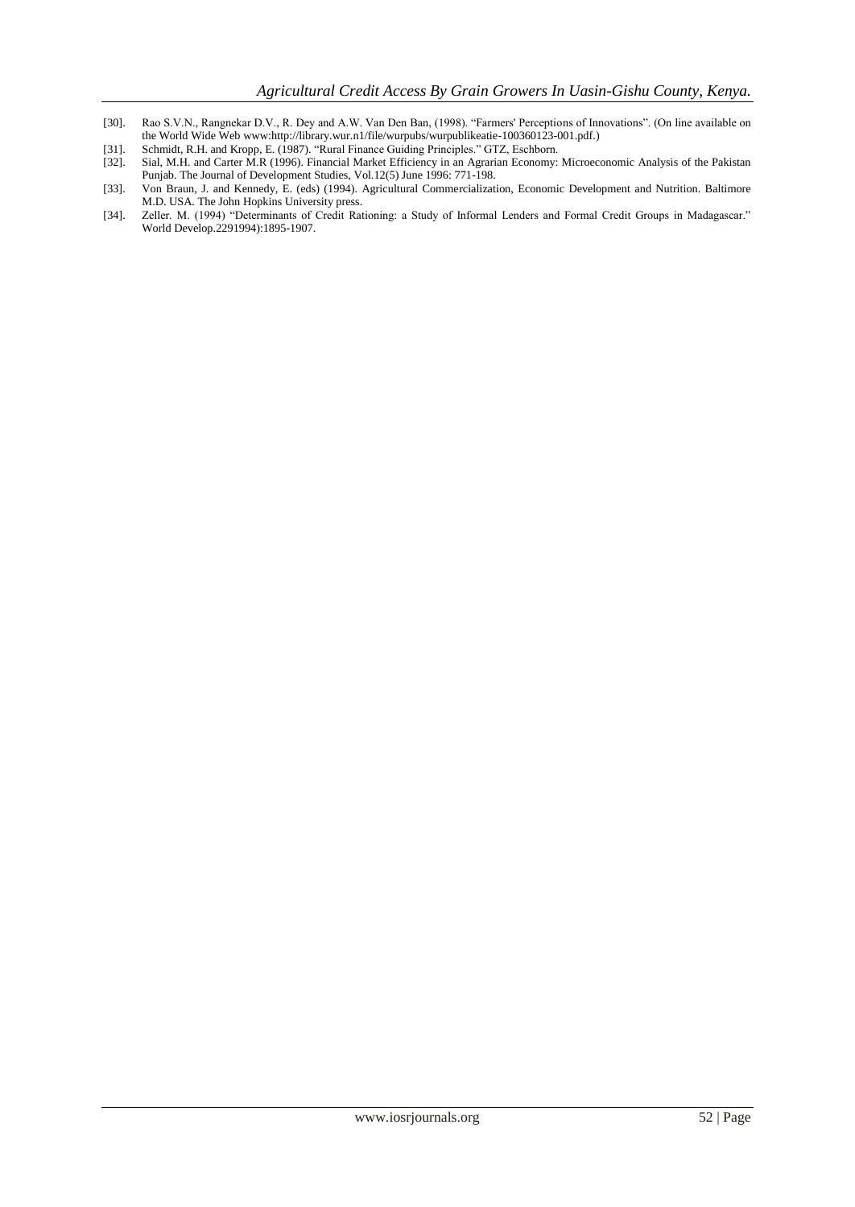[30]. Rao S.V.N., Rangnekar D.V., R. Dey and A.W. Van Den Ban, (1998). "Farmers' Perceptions of Innovations". (On line available on the World Wide Web www:http://library.wur.n1/file/wurpubs/wurpublikeatie-100360123-001.pdf.)

[31]. Schmidt, R.H. and Kropp, E. (1987). "Rural Finance Guiding Principles." GTZ, Eschborn.

[32]. Sial, M.H. and Carter M.R (1996). Financial Market Efficiency in an Agrarian Economy: Microeconomic Analysis of the Pakistan Punjab. The Journal of Development Studies, Vol.12(5) June 1996: 771-198.

[33]. Von Braun, J. and Kennedy, E. (eds) (1994). Agricultural Commercialization, Economic Development and Nutrition. Baltimore M.D. USA. The John Hopkins University press.

[34]. Zeller. M. (1994) "Determinants of Credit Rationing: a Study of Informal Lenders and Formal Credit Groups in Madagascar." World Develop.2291994):1895-1907.